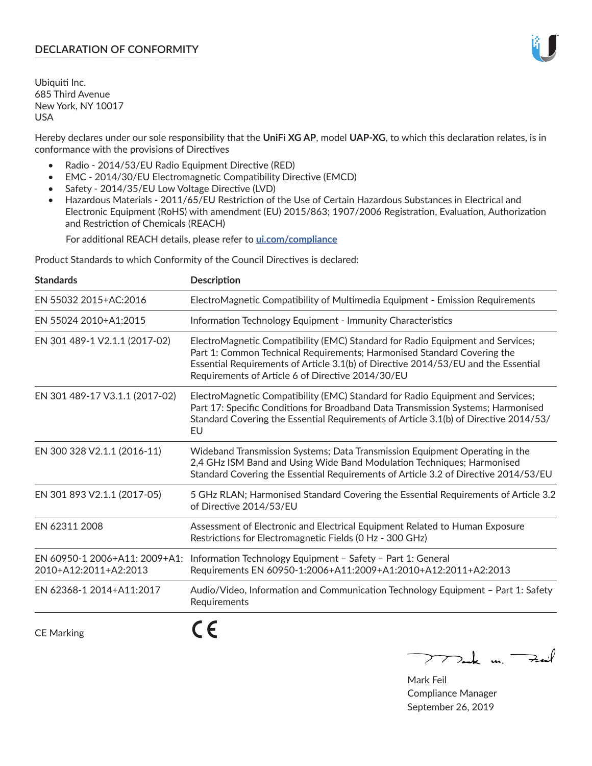# DECLARATION OF CONFORMITY

Ubiquiti Inc.
685 Third Avenue
New York, NY 10017
USA

Hereby declares under our sole responsibility that the **UniFi XG AP**, model **UAP-XG**, to which this declaration relates, is in conformance with the provisions of Directives

- Radio - 2014/53/EU Radio Equipment Directive (RED)
- EMC - 2014/30/EU Electromagnetic Compatibility Directive (EMCD)
- Safety - 2014/35/EU Low Voltage Directive (LVD)
- Hazardous Materials - 2011/65/EU Restriction of the Use of Certain Hazardous Substances in Electrical and Electronic Equipment (RoHS) with amendment (EU) 2015/863; 1907/2006 Registration, Evaluation, Authorization and Restriction of Chemicals (REACH)

  For additional REACH details, please refer to **ui.com/compliance**

Product Standards to which Conformity of the Council Directives is declared:

| Standards | Description |
|---|---|
| EN 55032 2015+AC:2016 | ElectroMagnetic Compatibility of Multimedia Equipment - Emission Requirements |
| EN 55024 2010+A1:2015 | Information Technology Equipment - Immunity Characteristics |
| EN 301 489-1 V2.1.1 (2017-02) | ElectroMagnetic Compatibility (EMC) Standard for Radio Equipment and Services; Part 1: Common Technical Requirements; Harmonised Standard Covering the Essential Requirements of Article 3.1(b) of Directive 2014/53/EU and the Essential Requirements of Article 6 of Directive 2014/30/EU |
| EN 301 489-17 V3.1.1 (2017-02) | ElectroMagnetic Compatibility (EMC) Standard for Radio Equipment and Services; Part 17: Specific Conditions for Broadband Data Transmission Systems; Harmonised Standard Covering the Essential Requirements of Article 3.1(b) of Directive 2014/53/EU |
| EN 300 328 V2.1.1 (2016-11) | Wideband Transmission Systems; Data Transmission Equipment Operating in the 2,4 GHz ISM Band and Using Wide Band Modulation Techniques; Harmonised Standard Covering the Essential Requirements of Article 3.2 of Directive 2014/53/EU |
| EN 301 893 V2.1.1 (2017-05) | 5 GHz RLAN; Harmonised Standard Covering the Essential Requirements of Article 3.2 of Directive 2014/53/EU |
| EN 62311 2008 | Assessment of Electronic and Electrical Equipment Related to Human Exposure Restrictions for Electromagnetic Fields (0 Hz - 300 GHz) |
| EN 60950-1 2006+A11: 2009+A1: 2010+A12:2011+A2:2013 | Information Technology Equipment – Safety – Part 1: General Requirements EN 60950-1:2006+A11:2009+A1:2010+A12:2011+A2:2013 |
| EN 62368-1 2014+A11:2017 | Audio/Video, Information and Communication Technology Equipment – Part 1: Safety Requirements |

CE Marking CE

Mark Feil
Compliance Manager
September 26, 2019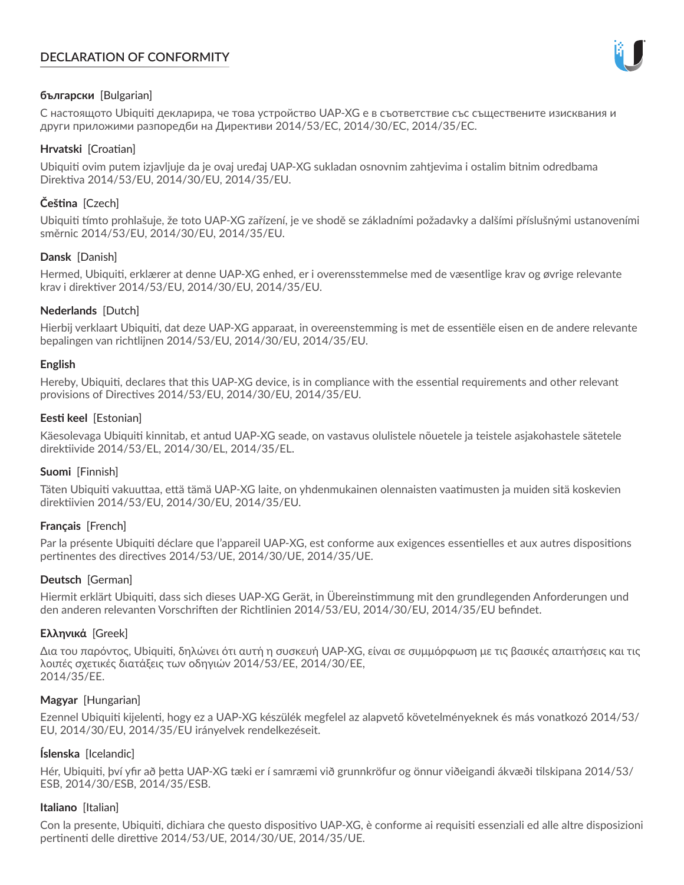# DECLARATION OF CONFORMITY

**български** [Bulgarian]

С настоящото Ubiquiti декларира, че това устройство UAP-XG е в съответствие със съществените изисквания и други приложими разпоредби на Директиви 2014/53/EC, 2014/30/ЕС, 2014/35/ЕС.

**Hrvatski** [Croatian]

Ubiquiti ovim putem izjavljuje da je ovaj uređaj UAP-XG sukladan osnovnim zahtjevima i ostalim bitnim odredbama Direktiva 2014/53/EU, 2014/30/EU, 2014/35/EU.

**Čeština** [Czech]

Ubiquiti tímto prohlašuje, že toto UAP-XG zařízení, je ve shodě se základními požadavky a dalšími příslušnými ustanoveními směrnic 2014/53/EU, 2014/30/EU, 2014/35/EU.

**Dansk** [Danish]

Hermed, Ubiquiti, erklærer at denne UAP-XG enhed, er i overensstemmelse med de væsentlige krav og øvrige relevante krav i direktiver 2014/53/EU, 2014/30/EU, 2014/35/EU.

**Nederlands** [Dutch]

Hierbij verklaart Ubiquiti, dat deze UAP-XG apparaat, in overeenstemming is met de essentiële eisen en de andere relevante bepalingen van richtlijnen 2014/53/EU, 2014/30/EU, 2014/35/EU.

**English**

Hereby, Ubiquiti, declares that this UAP-XG device, is in compliance with the essential requirements and other relevant provisions of Directives 2014/53/EU, 2014/30/EU, 2014/35/EU.

**Eesti keel** [Estonian]

Käesolevaga Ubiquiti kinnitab, et antud UAP-XG seade, on vastavus olulistele nõuetele ja teistele asjakohastele sätetele direktiivide 2014/53/EL, 2014/30/EL, 2014/35/EL.

**Suomi** [Finnish]

Täten Ubiquiti vakuuttaa, että tämä UAP-XG laite, on yhdenmukainen olennaisten vaatimusten ja muiden sitä koskevien direktiivien 2014/53/EU, 2014/30/EU, 2014/35/EU.

**Français** [French]

Par la présente Ubiquiti déclare que l'appareil UAP-XG, est conforme aux exigences essentielles et aux autres dispositions pertinentes des directives 2014/53/UE, 2014/30/UE, 2014/35/UE.

**Deutsch** [German]

Hiermit erklärt Ubiquiti, dass sich dieses UAP-XG Gerät, in Übereinstimmung mit den grundlegenden Anforderungen und den anderen relevanten Vorschriften der Richtlinien 2014/53/EU, 2014/30/EU, 2014/35/EU befindet.

**Ελληνικά** [Greek]

Δια του παρόντος, Ubiquiti, δηλώνει ότι αυτή η συσκευή UAP-XG, είναι σε συμμόρφωση με τις βασικές απαιτήσεις και τις λοιπές σχετικές διατάξεις των οδηγιών 2014/53/EE, 2014/30/EE, 2014/35/EE.

**Magyar** [Hungarian]

Ezennel Ubiquiti kijelenti, hogy ez a UAP-XG készülék megfelel az alapvető követelményeknek és más vonatkozó 2014/53/EU, 2014/30/EU, 2014/35/EU irányelvek rendelkezéseit.

**Íslenska** [Icelandic]

Hér, Ubiquiti, því yfir að þetta UAP-XG tæki er í samræmi við grunnkröfur og önnur viðeigandi ákvæði tilskipana 2014/53/ESB, 2014/30/ESB, 2014/35/ESB.

**Italiano** [Italian]

Con la presente, Ubiquiti, dichiara che questo dispositivo UAP-XG, è conforme ai requisiti essenziali ed alle altre disposizioni pertinenti delle direttive 2014/53/UE, 2014/30/UE, 2014/35/UE.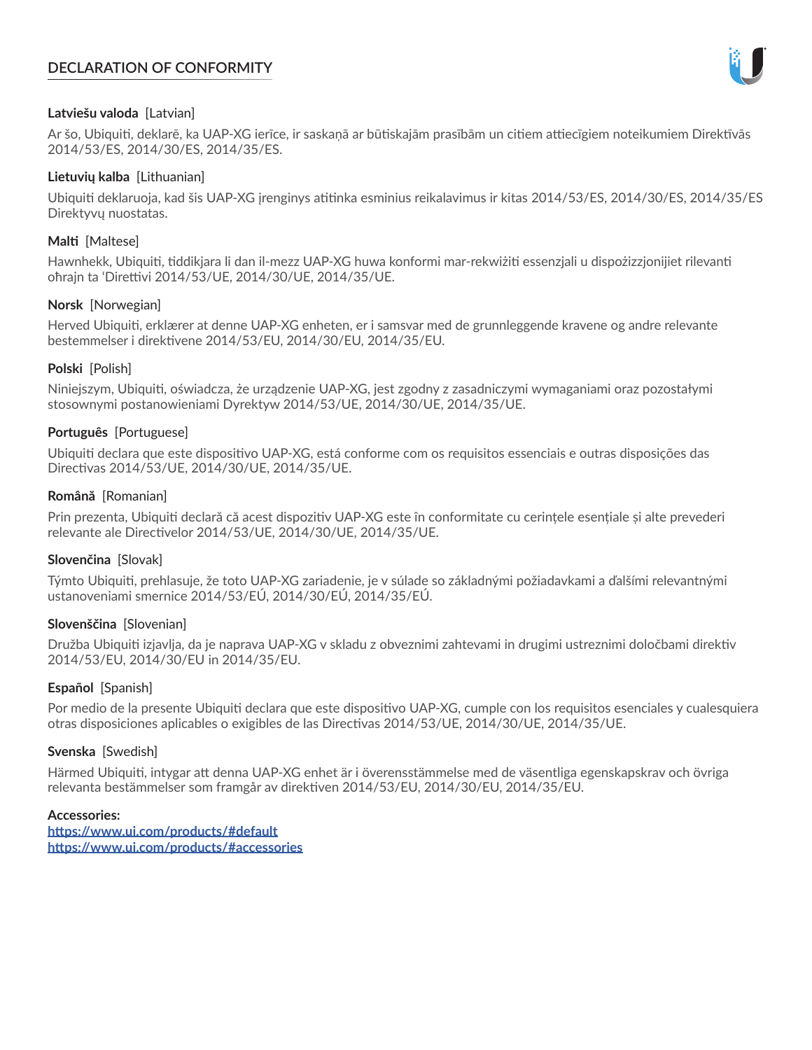# DECLARATION OF CONFORMITY

**Latviešu valoda** [Latvian]

Ar šo, Ubiquiti, deklarē, ka UAP-XG ierīce, ir saskaņā ar būtiskajām prasībām un citiem attiecīgiem noteikumiem Direktīvās 2014/53/ES, 2014/30/ES, 2014/35/ES.

**Lietuvių kalba** [Lithuanian]

Ubiquiti deklaruoja, kad šis UAP-XG įrenginys atitinka esminius reikalavimus ir kitas 2014/53/ES, 2014/30/ES, 2014/35/ES Direktyvų nuostatas.

**Malti** [Maltese]

Hawnhekk, Ubiquiti, tiddikjara li dan il-mezz UAP-XG huwa konformi mar-rekwiżiti essenzjali u dispożizzjonijiet rilevanti oħrajn ta 'Direttivi 2014/53/UE, 2014/30/UE, 2014/35/UE.

**Norsk** [Norwegian]

Herved Ubiquiti, erklærer at denne UAP-XG enheten, er i samsvar med de grunnleggende kravene og andre relevante bestemmelser i direktivene 2014/53/EU, 2014/30/EU, 2014/35/EU.

**Polski** [Polish]

Niniejszym, Ubiquiti, oświadcza, że urządzenie UAP-XG, jest zgodny z zasadniczymi wymaganiami oraz pozostałymi stosownymi postanowieniami Dyrektyw 2014/53/UE, 2014/30/UE, 2014/35/UE.

**Português** [Portuguese]

Ubiquiti declara que este dispositivo UAP-XG, está conforme com os requisitos essenciais e outras disposições das Directivas 2014/53/UE, 2014/30/UE, 2014/35/UE.

**Română** [Romanian]

Prin prezenta, Ubiquiti declară că acest dispozitiv UAP-XG este în conformitate cu cerințele esențiale și alte prevederi relevante ale Directivelor 2014/53/UE, 2014/30/UE, 2014/35/UE.

**Slovenčina** [Slovak]

Týmto Ubiquiti, prehlasuje, že toto UAP-XG zariadenie, je v súlade so základnými požiadavkami a ďalšími relevantnými ustanoveniami smernice 2014/53/EÚ, 2014/30/EÚ, 2014/35/EÚ.

**Slovenščina** [Slovenian]

Družba Ubiquiti izjavlja, da je naprava UAP-XG v skladu z obveznimi zahtevami in drugimi ustreznimi določbami direktiv 2014/53/EU, 2014/30/EU in 2014/35/EU.

**Español** [Spanish]

Por medio de la presente Ubiquiti declara que este dispositivo UAP-XG, cumple con los requisitos esenciales y cualesquiera otras disposiciones aplicables o exigibles de las Directivas 2014/53/UE, 2014/30/UE, 2014/35/UE.

**Svenska** [Swedish]

Härmed Ubiquiti, intygar att denna UAP-XG enhet är i överensstämmelse med de väsentliga egenskapskrav och övriga relevanta bestämmelser som framgår av direktiven 2014/53/EU, 2014/30/EU, 2014/35/EU.

**Accessories:**
[https://www.ui.com/products/#default](https://www.ui.com/products/#default)
[https://www.ui.com/products/#accessories](https://www.ui.com/products/#accessories)